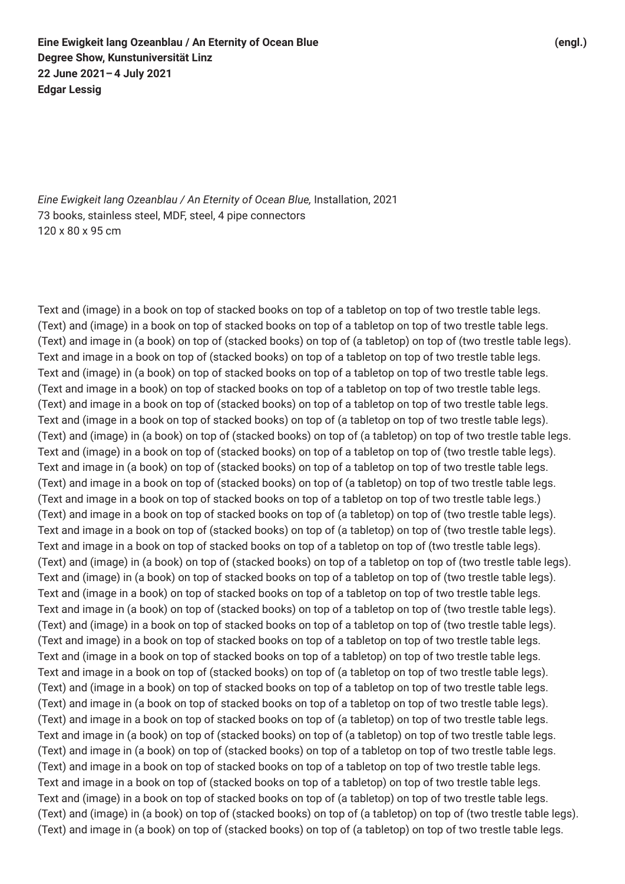**Eine Ewigkeit lang Ozeanblau / An Eternity of Ocean Blue** **(engl.)**
**Degree Show, Kunstuniversität Linz**
**22 June 2021– 4 July 2021**
**Edgar Lessig**

*Eine Ewigkeit lang Ozeanblau / An Eternity of Ocean Blue,* Installation, 2021
73 books, stainless steel, MDF, steel, 4 pipe connectors
120 x 80 x 95 cm

Text and (image) in a book on top of stacked books on top of a tabletop on top of two trestle table legs.
(Text) and (image) in a book on top of stacked books on top of a tabletop on top of two trestle table legs.
(Text) and image in (a book) on top of (stacked books) on top of (a tabletop) on top of (two trestle table legs).
Text and image in a book on top of (stacked books) on top of a tabletop on top of two trestle table legs.
Text and (image) in (a book) on top of stacked books on top of a tabletop on top of two trestle table legs.
(Text and image in a book) on top of stacked books on top of a tabletop on top of two trestle table legs.
(Text) and image in a book on top of (stacked books) on top of a tabletop on top of two trestle table legs.
Text and (image in a book on top of stacked books) on top of (a tabletop on top of two trestle table legs).
(Text) and (image) in (a book) on top of (stacked books) on top of (a tabletop) on top of two trestle table legs.
Text and (image) in a book on top of (stacked books) on top of a tabletop on top of (two trestle table legs).
Text and image in (a book) on top of (stacked books) on top of a tabletop on top of two trestle table legs.
(Text) and image in a book on top of (stacked books) on top of (a tabletop) on top of two trestle table legs.
(Text and image in a book on top of stacked books on top of a tabletop on top of two trestle table legs.)
(Text) and image in a book on top of stacked books on top of (a tabletop) on top of (two trestle table legs).
Text and image in a book on top of (stacked books) on top of (a tabletop) on top of (two trestle table legs).
Text and image in a book on top of stacked books on top of a tabletop on top of (two trestle table legs).
(Text) and (image) in (a book) on top of (stacked books) on top of a tabletop on top of (two trestle table legs).
Text and (image) in (a book) on top of stacked books on top of a tabletop on top of (two trestle table legs).
Text and (image in a book) on top of stacked books on top of a tabletop on top of two trestle table legs.
Text and image in (a book) on top of (stacked books) on top of a tabletop on top of (two trestle table legs).
(Text) and (image) in a book on top of stacked books on top of a tabletop on top of (two trestle table legs).
(Text and image) in a book on top of stacked books on top of a tabletop on top of two trestle table legs.
Text and (image in a book on top of stacked books on top of a tabletop) on top of two trestle table legs.
Text and image in a book on top of (stacked books) on top of (a tabletop on top of two trestle table legs).
(Text) and (image in a book) on top of stacked books on top of a tabletop on top of two trestle table legs.
(Text) and image in (a book on top of stacked books on top of a tabletop on top of two trestle table legs).
(Text) and image in a book on top of stacked books on top of (a tabletop) on top of two trestle table legs.
Text and image in (a book) on top of (stacked books) on top of (a tabletop) on top of two trestle table legs.
(Text) and image in (a book) on top of (stacked books) on top of a tabletop on top of two trestle table legs.
(Text) and image in a book on top of stacked books on top of a tabletop on top of two trestle table legs.
Text and image in a book on top of (stacked books on top of a tabletop) on top of two trestle table legs.
Text and (image) in a book on top of stacked books on top of (a tabletop) on top of two trestle table legs.
(Text) and (image) in (a book) on top of (stacked books) on top of (a tabletop) on top of (two trestle table legs).
(Text) and image in (a book) on top of (stacked books) on top of (a tabletop) on top of two trestle table legs.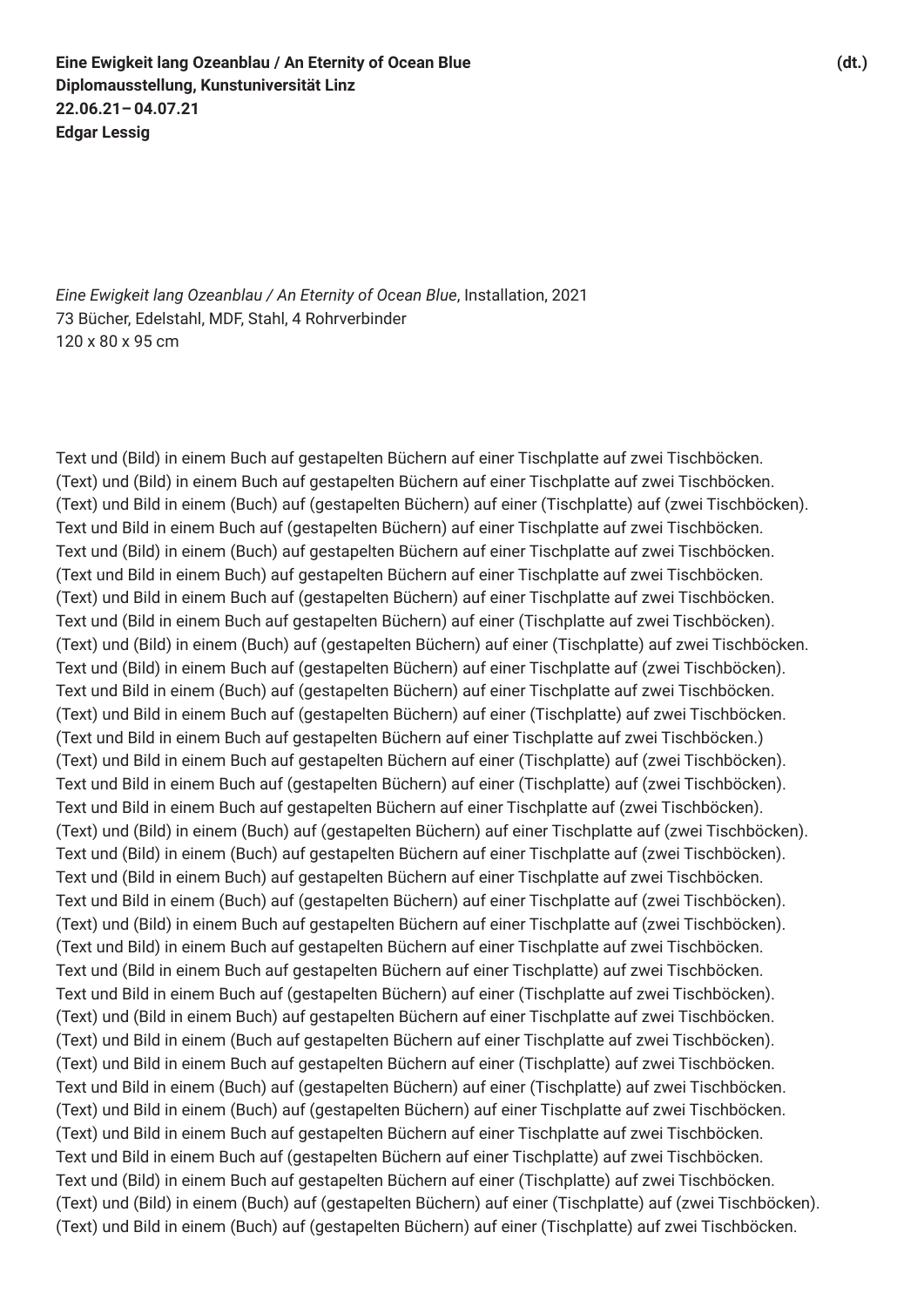**Eine Ewigkeit lang Ozeanblau / An Eternity of Ocean Blue** **(dt.)**
**Diplomausstellung, Kunstuniversität Linz**
**22.06.21– 04.07.21**
**Edgar Lessig**

*Eine Ewigkeit lang Ozeanblau / An Eternity of Ocean Blue*, Installation, 2021
73 Bücher, Edelstahl, MDF, Stahl, 4 Rohrverbinder
120 x 80 x 95 cm

Text und (Bild) in einem Buch auf gestapelten Büchern auf einer Tischplatte auf zwei Tischböcken.
(Text) und (Bild) in einem Buch auf gestapelten Büchern auf einer Tischplatte auf zwei Tischböcken.
(Text) und Bild in einem (Buch) auf (gestapelten Büchern) auf einer (Tischplatte) auf (zwei Tischböcken).
Text und Bild in einem Buch auf (gestapelten Büchern) auf einer Tischplatte auf zwei Tischböcken.
Text und (Bild) in einem (Buch) auf gestapelten Büchern auf einer Tischplatte auf zwei Tischböcken.
(Text und Bild in einem Buch) auf gestapelten Büchern auf einer Tischplatte auf zwei Tischböcken.
(Text) und Bild in einem Buch auf (gestapelten Büchern) auf einer Tischplatte auf zwei Tischböcken.
Text und (Bild in einem Buch auf gestapelten Büchern) auf einer (Tischplatte auf zwei Tischböcken).
(Text) und (Bild) in einem (Buch) auf (gestapelten Büchern) auf einer (Tischplatte) auf zwei Tischböcken.
Text und (Bild) in einem Buch auf (gestapelten Büchern) auf einer Tischplatte auf (zwei Tischböcken).
Text und Bild in einem (Buch) auf (gestapelten Büchern) auf einer Tischplatte auf zwei Tischböcken.
(Text) und Bild in einem Buch auf (gestapelten Büchern) auf einer (Tischplatte) auf zwei Tischböcken.
(Text und Bild in einem Buch auf gestapelten Büchern auf einer Tischplatte auf zwei Tischböcken.)
(Text) und Bild in einem Buch auf gestapelten Büchern auf einer (Tischplatte) auf (zwei Tischböcken).
Text und Bild in einem Buch auf (gestapelten Büchern) auf einer (Tischplatte) auf (zwei Tischböcken).
Text und Bild in einem Buch auf gestapelten Büchern auf einer Tischplatte auf (zwei Tischböcken).
(Text) und (Bild) in einem (Buch) auf (gestapelten Büchern) auf einer Tischplatte auf (zwei Tischböcken).
Text und (Bild) in einem (Buch) auf gestapelten Büchern auf einer Tischplatte auf (zwei Tischböcken).
Text und (Bild in einem Buch) auf gestapelten Büchern auf einer Tischplatte auf zwei Tischböcken.
Text und Bild in einem (Buch) auf (gestapelten Büchern) auf einer Tischplatte auf (zwei Tischböcken).
(Text) und (Bild) in einem Buch auf gestapelten Büchern auf einer Tischplatte auf (zwei Tischböcken).
(Text und Bild) in einem Buch auf gestapelten Büchern auf einer Tischplatte auf zwei Tischböcken.
Text und (Bild in einem Buch auf gestapelten Büchern auf einer Tischplatte) auf zwei Tischböcken.
Text und Bild in einem Buch auf (gestapelten Büchern) auf einer (Tischplatte auf zwei Tischböcken).
(Text) und (Bild in einem Buch) auf gestapelten Büchern auf einer Tischplatte auf zwei Tischböcken.
(Text) und Bild in einem (Buch auf gestapelten Büchern auf einer Tischplatte auf zwei Tischböcken).
(Text) und Bild in einem Buch auf gestapelten Büchern auf einer (Tischplatte) auf zwei Tischböcken.
Text und Bild in einem (Buch) auf (gestapelten Büchern) auf einer (Tischplatte) auf zwei Tischböcken.
(Text) und Bild in einem (Buch) auf (gestapelten Büchern) auf einer Tischplatte auf zwei Tischböcken.
(Text) und Bild in einem Buch auf gestapelten Büchern auf einer Tischplatte auf zwei Tischböcken.
Text und Bild in einem Buch auf (gestapelten Büchern auf einer Tischplatte) auf zwei Tischböcken.
Text und (Bild) in einem Buch auf gestapelten Büchern auf einer (Tischplatte) auf zwei Tischböcken.
(Text) und (Bild) in einem (Buch) auf (gestapelten Büchern) auf einer (Tischplatte) auf (zwei Tischböcken).
(Text) und Bild in einem (Buch) auf (gestapelten Büchern) auf einer (Tischplatte) auf zwei Tischböcken.